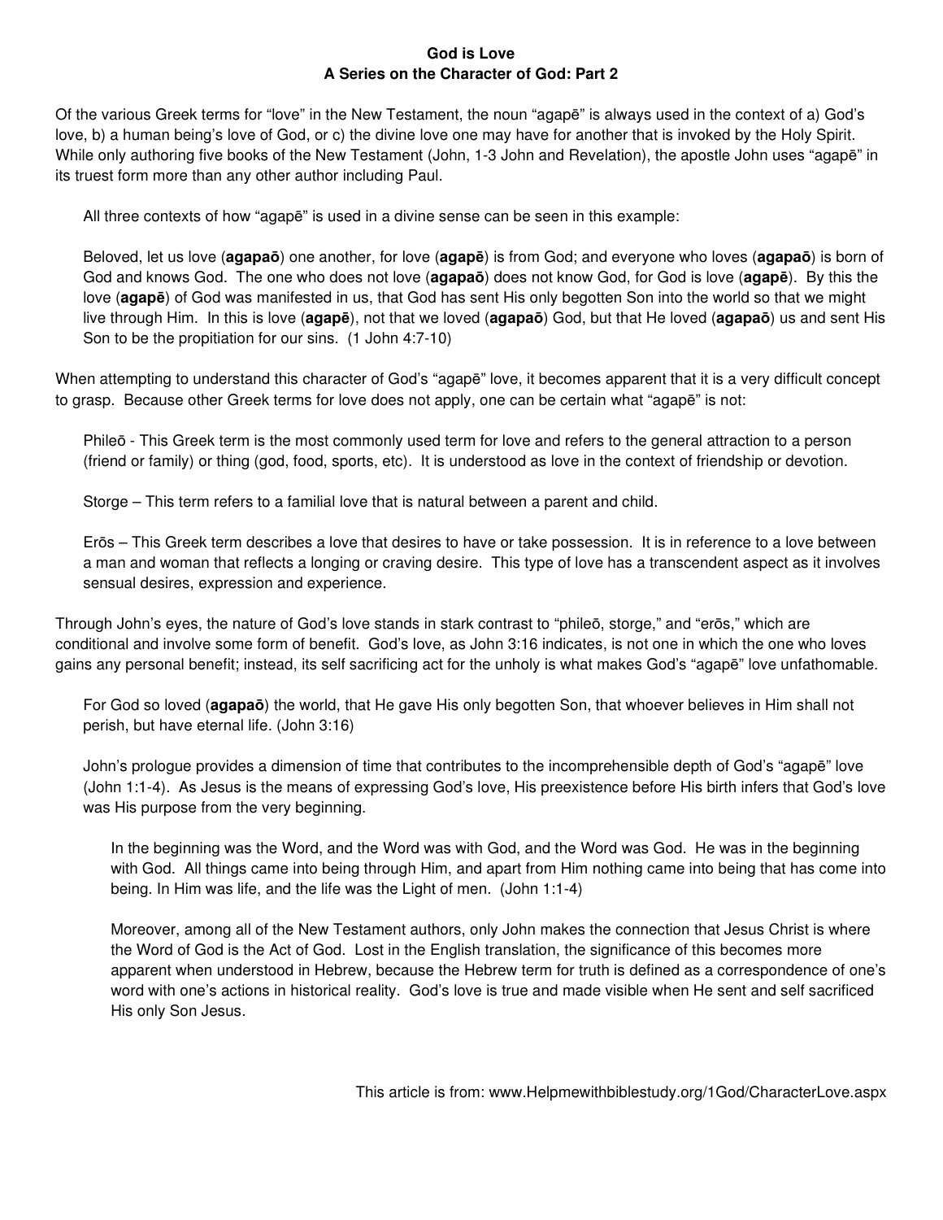# God is Love
## A Series on the Character of God: Part 2

Of the various Greek terms for "love" in the New Testament, the noun "agapē" is always used in the context of a) God's love, b) a human being's love of God, or c) the divine love one may have for another that is invoked by the Holy Spirit. While only authoring five books of the New Testament (John, 1-3 John and Revelation), the apostle John uses "agapē" in its truest form more than any other author including Paul.

> All three contexts of how "agapē" is used in a divine sense can be seen in this example:
>
> Beloved, let us love (**agapaō**) one another, for love (**agapē**) is from God; and everyone who loves (**agapaō**) is born of God and knows God. The one who does not love (**agapaō**) does not know God, for God is love (**agapē**). By this the love (**agapē**) of God was manifested in us, that God has sent His only begotten Son into the world so that we might live through Him. In this is love (**agapē**), not that we loved (**agapaō**) God, but that He loved (**agapaō**) us and sent His Son to be the propitiation for our sins. (1 John 4:7-10)

When attempting to understand this character of God's "agapē" love, it becomes apparent that it is a very difficult concept to grasp. Because other Greek terms for love does not apply, one can be certain what "agapē" is not:

> Phileō - This Greek term is the most commonly used term for love and refers to the general attraction to a person (friend or family) or thing (god, food, sports, etc). It is understood as love in the context of friendship or devotion.
>
> Storge – This term refers to a familial love that is natural between a parent and child.
>
> Erōs – This Greek term describes a love that desires to have or take possession. It is in reference to a love between a man and woman that reflects a longing or craving desire. This type of love has a transcendent aspect as it involves sensual desires, expression and experience.

Through John's eyes, the nature of God's love stands in stark contrast to "phileō, storge," and "erōs," which are conditional and involve some form of benefit. God's love, as John 3:16 indicates, is not one in which the one who loves gains any personal benefit; instead, its self sacrificing act for the unholy is what makes God's "agapē" love unfathomable.

> For God so loved (**agapaō**) the world, that He gave His only begotten Son, that whoever believes in Him shall not perish, but have eternal life. (John 3:16)
>
> John's prologue provides a dimension of time that contributes to the incomprehensible depth of God's "agapē" love (John 1:1-4). As Jesus is the means of expressing God's love, His preexistence before His birth infers that God's love was His purpose from the very beginning.
>
> > In the beginning was the Word, and the Word was with God, and the Word was God. He was in the beginning with God. All things came into being through Him, and apart from Him nothing came into being that has come into being. In Him was life, and the life was the Light of men. (John 1:1-4)
> >
> > Moreover, among all of the New Testament authors, only John makes the connection that Jesus Christ is where the Word of God is the Act of God. Lost in the English translation, the significance of this becomes more apparent when understood in Hebrew, because the Hebrew term for truth is defined as a correspondence of one's word with one's actions in historical reality. God's love is true and made visible when He sent and self sacrificed His only Son Jesus.

This article is from: www.Helpmewithbiblestudy.org/1God/CharacterLove.aspx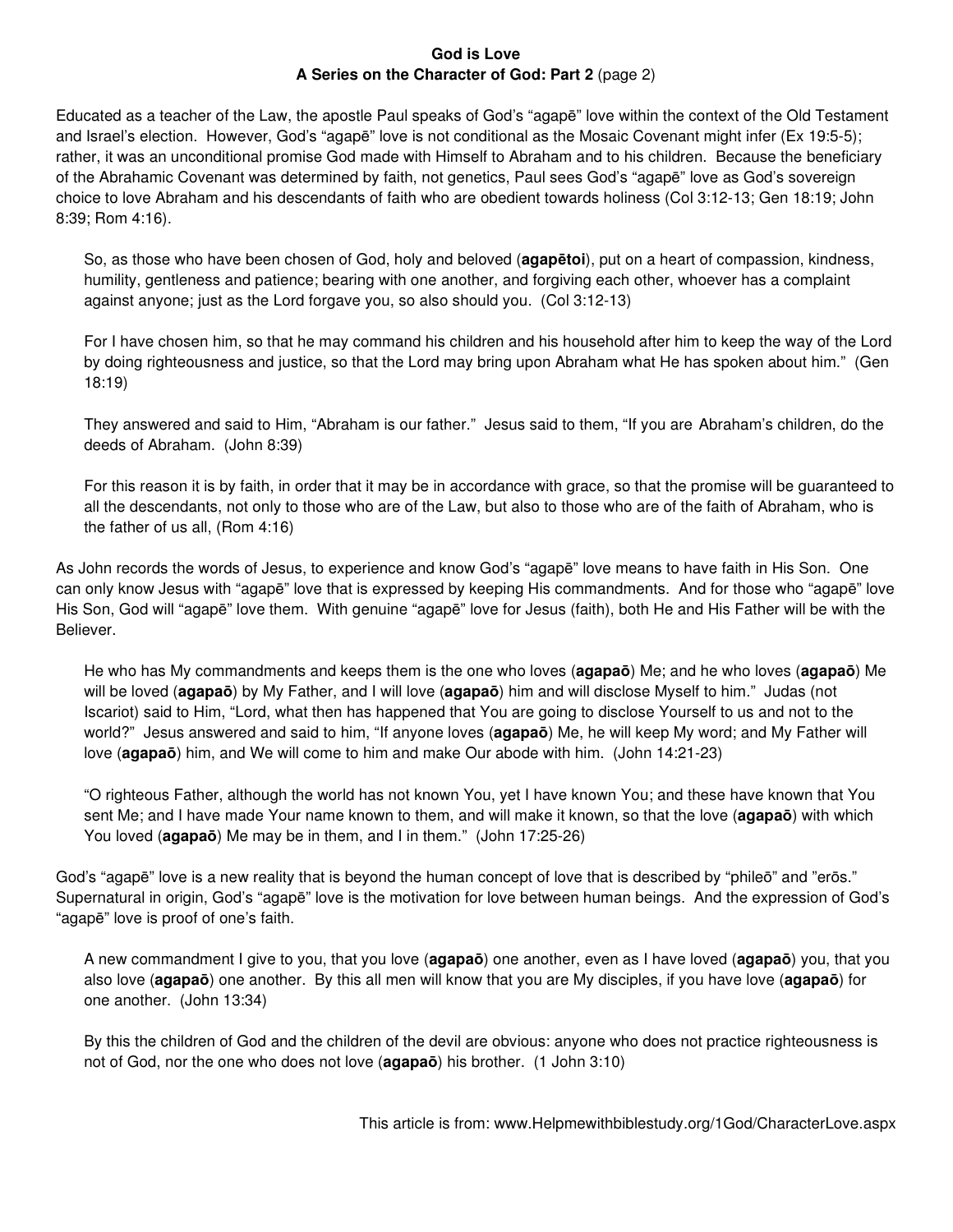**God is Love**
**A Series on the Character of God: Part 2** (page 2)

Educated as a teacher of the Law, the apostle Paul speaks of God's "agapē" love within the context of the Old Testament and Israel's election. However, God's "agapē" love is not conditional as the Mosaic Covenant might infer (Ex 19:5-5); rather, it was an unconditional promise God made with Himself to Abraham and to his children. Because the beneficiary of the Abrahamic Covenant was determined by faith, not genetics, Paul sees God's "agapē" love as God's sovereign choice to love Abraham and his descendants of faith who are obedient towards holiness (Col 3:12-13; Gen 18:19; John 8:39; Rom 4:16).

> So, as those who have been chosen of God, holy and beloved (**agapētoi**), put on a heart of compassion, kindness, humility, gentleness and patience; bearing with one another, and forgiving each other, whoever has a complaint against anyone; just as the Lord forgave you, so also should you. (Col 3:12-13)

> For I have chosen him, so that he may command his children and his household after him to keep the way of the Lord by doing righteousness and justice, so that the Lord may bring upon Abraham what He has spoken about him." (Gen 18:19)

> They answered and said to Him, "Abraham is our father." Jesus said to them, "If you are Abraham's children, do the deeds of Abraham. (John 8:39)

> For this reason it is by faith, in order that it may be in accordance with grace, so that the promise will be guaranteed to all the descendants, not only to those who are of the Law, but also to those who are of the faith of Abraham, who is the father of us all, (Rom 4:16)

As John records the words of Jesus, to experience and know God's "agapē" love means to have faith in His Son. One can only know Jesus with "agapē" love that is expressed by keeping His commandments. And for those who "agapē" love His Son, God will "agapē" love them. With genuine "agapē" love for Jesus (faith), both He and His Father will be with the Believer.

> He who has My commandments and keeps them is the one who loves (**agapaō**) Me; and he who loves (**agapaō**) Me will be loved (**agapaō**) by My Father, and I will love (**agapaō**) him and will disclose Myself to him." Judas (not Iscariot) said to Him, "Lord, what then has happened that You are going to disclose Yourself to us and not to the world?" Jesus answered and said to him, "If anyone loves (**agapaō**) Me, he will keep My word; and My Father will love (**agapaō**) him, and We will come to him and make Our abode with him. (John 14:21-23)

> "O righteous Father, although the world has not known You, yet I have known You; and these have known that You sent Me; and I have made Your name known to them, and will make it known, so that the love (**agapaō**) with which You loved (**agapaō**) Me may be in them, and I in them." (John 17:25-26)

God's "agapē" love is a new reality that is beyond the human concept of love that is described by "phileō" and "erōs." Supernatural in origin, God's "agapē" love is the motivation for love between human beings. And the expression of God's "agapē" love is proof of one's faith.

> A new commandment I give to you, that you love (**agapaō**) one another, even as I have loved (**agapaō**) you, that you also love (**agapaō**) one another. By this all men will know that you are My disciples, if you have love (**agapaō**) for one another. (John 13:34)

> By this the children of God and the children of the devil are obvious: anyone who does not practice righteousness is not of God, nor the one who does not love (**agapaō**) his brother. (1 John 3:10)

This article is from: www.Helpmewithbiblestudy.org/1God/CharacterLove.aspx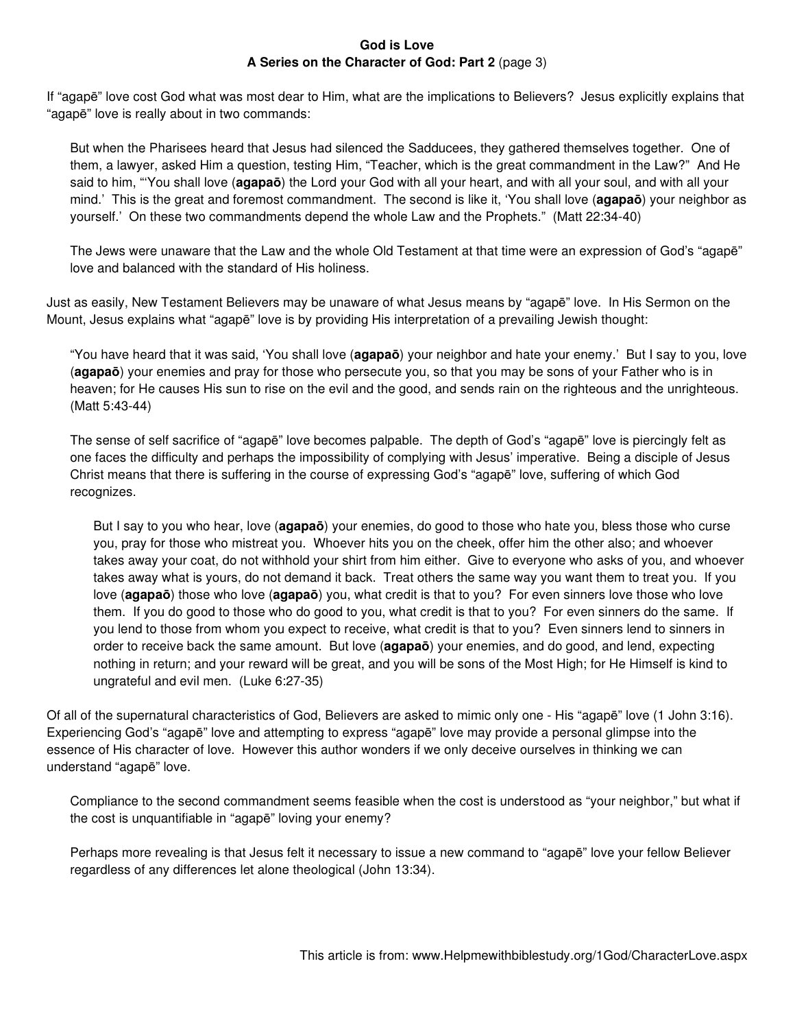**God is Love**
**A Series on the Character of God: Part 2** (page 3)

If "agapē" love cost God what was most dear to Him, what are the implications to Believers? Jesus explicitly explains that "agapē" love is really about in two commands:

> But when the Pharisees heard that Jesus had silenced the Sadducees, they gathered themselves together. One of them, a lawyer, asked Him a question, testing Him, "Teacher, which is the great commandment in the Law?" And He said to him, "'You shall love (**agapaō**) the Lord your God with all your heart, and with all your soul, and with all your mind.' This is the great and foremost commandment. The second is like it, 'You shall love (**agapaō**) your neighbor as yourself.' On these two commandments depend the whole Law and the Prophets." (Matt 22:34-40)
>
> The Jews were unaware that the Law and the whole Old Testament at that time were an expression of God's "agapē" love and balanced with the standard of His holiness.

Just as easily, New Testament Believers may be unaware of what Jesus means by "agapē" love. In His Sermon on the Mount, Jesus explains what "agapē" love is by providing His interpretation of a prevailing Jewish thought:

> "You have heard that it was said, 'You shall love (**agapaō**) your neighbor and hate your enemy.' But I say to you, love (**agapaō**) your enemies and pray for those who persecute you, so that you may be sons of your Father who is in heaven; for He causes His sun to rise on the evil and the good, and sends rain on the righteous and the unrighteous. (Matt 5:43-44)
>
> The sense of self sacrifice of "agapē" love becomes palpable. The depth of God's "agapē" love is piercingly felt as one faces the difficulty and perhaps the impossibility of complying with Jesus' imperative. Being a disciple of Jesus Christ means that there is suffering in the course of expressing God's "agapē" love, suffering of which God recognizes.
>
>> But I say to you who hear, love (**agapaō**) your enemies, do good to those who hate you, bless those who curse you, pray for those who mistreat you. Whoever hits you on the cheek, offer him the other also; and whoever takes away your coat, do not withhold your shirt from him either. Give to everyone who asks of you, and whoever takes away what is yours, do not demand it back. Treat others the same way you want them to treat you. If you love (**agapaō**) those who love (**agapaō**) you, what credit is that to you? For even sinners love those who love them. If you do good to those who do good to you, what credit is that to you? For even sinners do the same. If you lend to those from whom you expect to receive, what credit is that to you? Even sinners lend to sinners in order to receive back the same amount. But love (**agapaō**) your enemies, and do good, and lend, expecting nothing in return; and your reward will be great, and you will be sons of the Most High; for He Himself is kind to ungrateful and evil men. (Luke 6:27-35)

Of all of the supernatural characteristics of God, Believers are asked to mimic only one - His "agapē" love (1 John 3:16). Experiencing God's "agapē" love and attempting to express "agapē" love may provide a personal glimpse into the essence of His character of love. However this author wonders if we only deceive ourselves in thinking we can understand "agapē" love.

> Compliance to the second commandment seems feasible when the cost is understood as "your neighbor," but what if the cost is unquantifiable in "agapē" loving your enemy?
>
> Perhaps more revealing is that Jesus felt it necessary to issue a new command to "agapē" love your fellow Believer regardless of any differences let alone theological (John 13:34).

This article is from: www.Helpmewithbiblestudy.org/1God/CharacterLove.aspx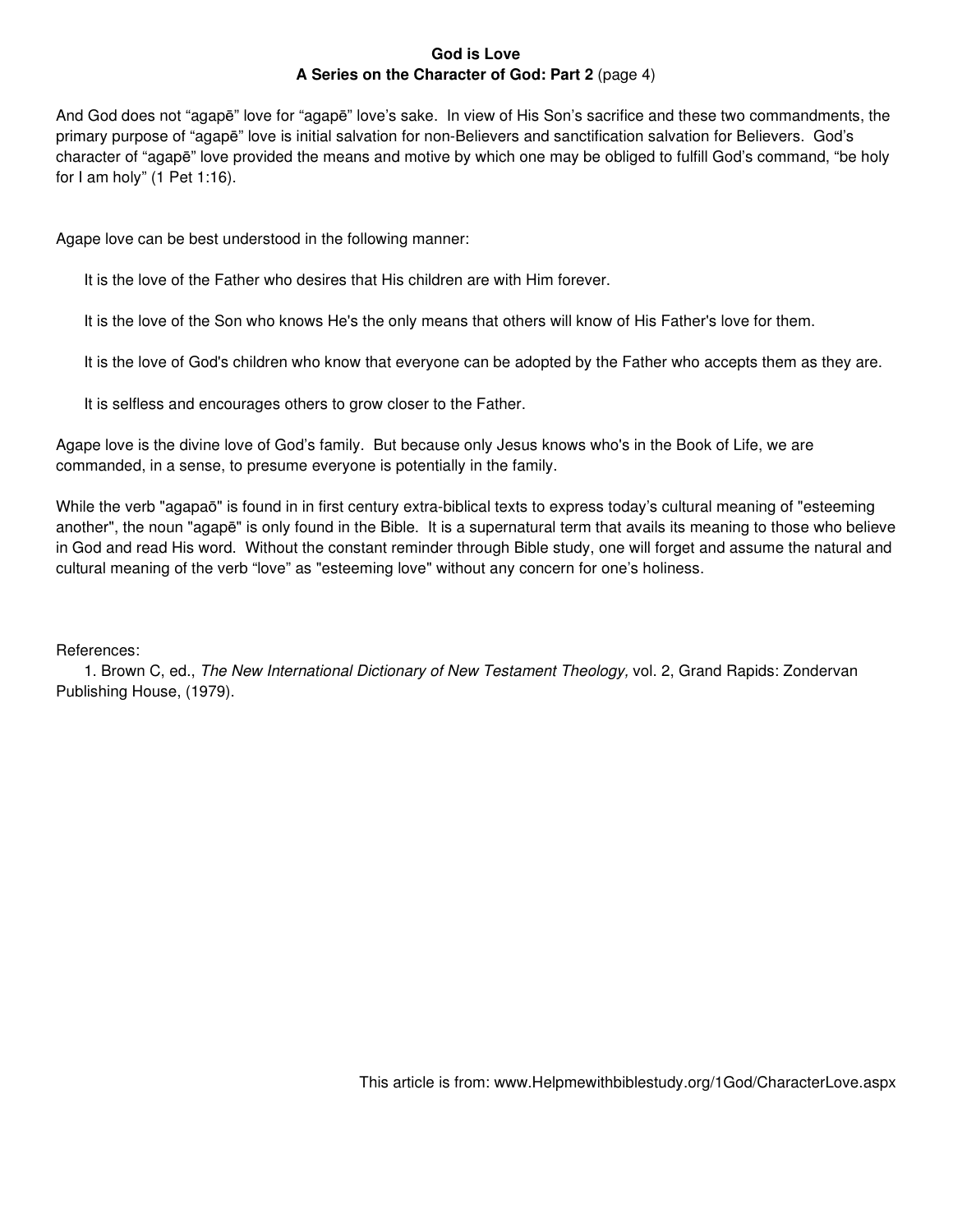And God does not "agapē" love for "agapē" love's sake. In view of His Son's sacrifice and these two commandments, the primary purpose of "agapē" love is initial salvation for non-Believers and sanctification salvation for Believers. God's character of "agapē" love provided the means and motive by which one may be obliged to fulfill God's command, "be holy for I am holy" (1 Pet 1:16).

Agape love can be best understood in the following manner:

It is the love of the Father who desires that His children are with Him forever.

It is the love of the Son who knows He's the only means that others will know of His Father's love for them.

It is the love of God's children who know that everyone can be adopted by the Father who accepts them as they are.

It is selfless and encourages others to grow closer to the Father.

Agape love is the divine love of God's family. But because only Jesus knows who's in the Book of Life, we are commanded, in a sense, to presume everyone is potentially in the family.

While the verb "agapaō" is found in in first century extra-biblical texts to express today's cultural meaning of "esteeming another", the noun "agapē" is only found in the Bible. It is a supernatural term that avails its meaning to those who believe in God and read His word. Without the constant reminder through Bible study, one will forget and assume the natural and cultural meaning of the verb "love" as "esteeming love" without any concern for one's holiness.

References:

1. Brown C, ed., *The New International Dictionary of New Testament Theology,* vol. 2, Grand Rapids: Zondervan Publishing House, (1979).

This article is from: www.Helpmewithbiblestudy.org/1God/CharacterLove.aspx